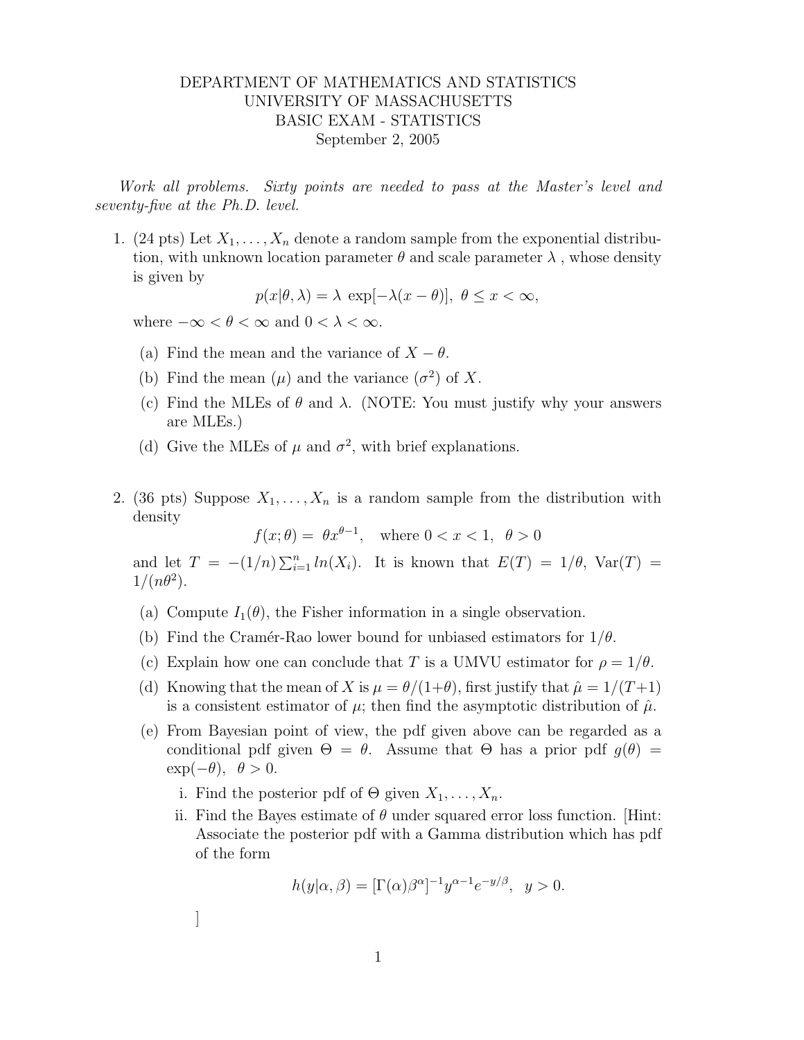DEPARTMENT OF MATHEMATICS AND STATISTICS
UNIVERSITY OF MASSACHUSETTS
BASIC EXAM - STATISTICS
September 2, 2005

*Work all problems. Sixty points are needed to pass at the Master's level and seventy-five at the Ph.D. level.*

1. (24 pts) Let $X_1, \ldots, X_n$ denote a random sample from the exponential distribution, with unknown location parameter $\theta$ and scale parameter $\lambda$, whose density is given by

$$p(x|\theta, \lambda) = \lambda \, \exp[-\lambda(x - \theta)], \; \theta \le x < \infty,$$

where $-\infty < \theta < \infty$ and $0 < \lambda < \infty$.

   (a) Find the mean and the variance of $X - \theta$.

   (b) Find the mean ($\mu$) and the variance ($\sigma^2$) of $X$.

   (c) Find the MLEs of $\theta$ and $\lambda$. (NOTE: You must justify why your answers are MLEs.)

   (d) Give the MLEs of $\mu$ and $\sigma^2$, with brief explanations.

2. (36 pts) Suppose $X_1, \ldots, X_n$ is a random sample from the distribution with density

$$f(x; \theta) = \theta x^{\theta - 1}, \quad \text{where } 0 < x < 1, \;\; \theta > 0$$

and let $T = -(1/n)\sum_{i=1}^{n} ln(X_i)$. It is known that $E(T) = 1/\theta$, $\text{Var}(T) = 1/(n\theta^2)$.

   (a) Compute $I_1(\theta)$, the Fisher information in a single observation.

   (b) Find the Cramér-Rao lower bound for unbiased estimators for $1/\theta$.

   (c) Explain how one can conclude that $T$ is a UMVU estimator for $\rho = 1/\theta$.

   (d) Knowing that the mean of $X$ is $\mu = \theta/(1+\theta)$, first justify that $\hat{\mu} = 1/(T+1)$ is a consistent estimator of $\mu$; then find the asymptotic distribution of $\hat{\mu}$.

   (e) From Bayesian point of view, the pdf given above can be regarded as a conditional pdf given $\Theta = \theta$. Assume that $\Theta$ has a prior pdf $g(\theta) = \exp(-\theta), \;\; \theta > 0$.

      i. Find the posterior pdf of $\Theta$ given $X_1, \ldots, X_n$.

      ii. Find the Bayes estimate of $\theta$ under squared error loss function. [Hint: Associate the posterior pdf with a Gamma distribution which has pdf of the form

$$h(y|\alpha, \beta) = [\Gamma(\alpha)\beta^{\alpha}]^{-1} y^{\alpha - 1} e^{-y/\beta}, \;\; y > 0.$$

]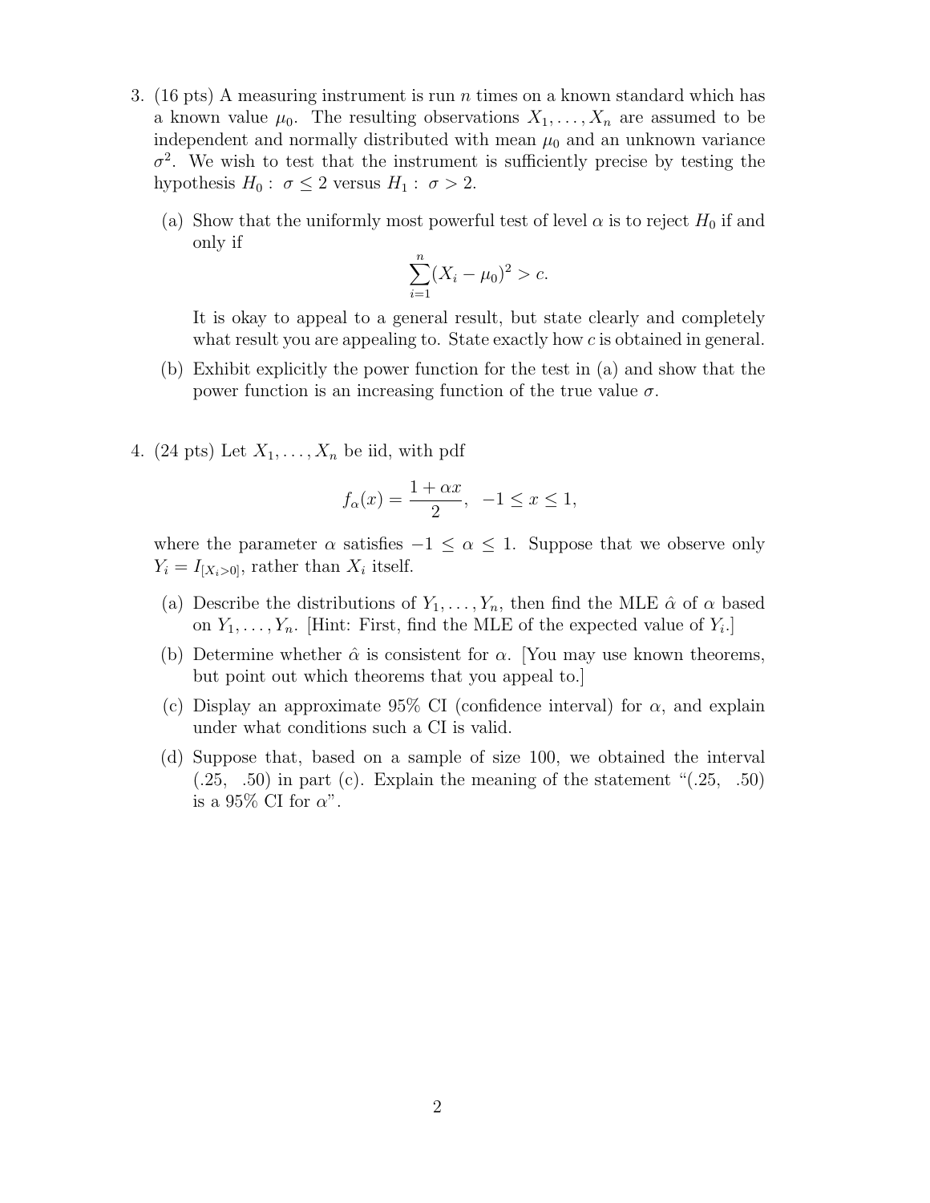3. (16 pts) A measuring instrument is run $n$ times on a known standard which has a known value $\mu_0$. The resulting observations $X_1, \ldots, X_n$ are assumed to be independent and normally distributed with mean $\mu_0$ and an unknown variance $\sigma^2$. We wish to test that the instrument is sufficiently precise by testing the hypothesis $H_0 : \sigma \leq 2$ versus $H_1 : \sigma > 2$.

   (a) Show that the uniformly most powerful test of level $\alpha$ is to reject $H_0$ if and only if
   $$\sum_{i=1}^{n} (X_i - \mu_0)^2 > c.$$
   It is okay to appeal to a general result, but state clearly and completely what result you are appealing to. State exactly how $c$ is obtained in general.

   (b) Exhibit explicitly the power function for the test in (a) and show that the power function is an increasing function of the true value $\sigma$.

4. (24 pts) Let $X_1, \ldots, X_n$ be iid, with pdf
   $$f_\alpha(x) = \frac{1 + \alpha x}{2}, \quad -1 \leq x \leq 1,$$
   where the parameter $\alpha$ satisfies $-1 \leq \alpha \leq 1$. Suppose that we observe only $Y_i = I_{[X_i > 0]}$, rather than $X_i$ itself.

   (a) Describe the distributions of $Y_1, \ldots, Y_n$, then find the MLE $\hat{\alpha}$ of $\alpha$ based on $Y_1, \ldots, Y_n$. [Hint: First, find the MLE of the expected value of $Y_i$.]

   (b) Determine whether $\hat{\alpha}$ is consistent for $\alpha$. [You may use known theorems, but point out which theorems that you appeal to.]

   (c) Display an approximate 95% CI (confidence interval) for $\alpha$, and explain under what conditions such a CI is valid.

   (d) Suppose that, based on a sample of size 100, we obtained the interval (.25, .50) in part (c). Explain the meaning of the statement "(.25, .50) is a 95% CI for $\alpha$".